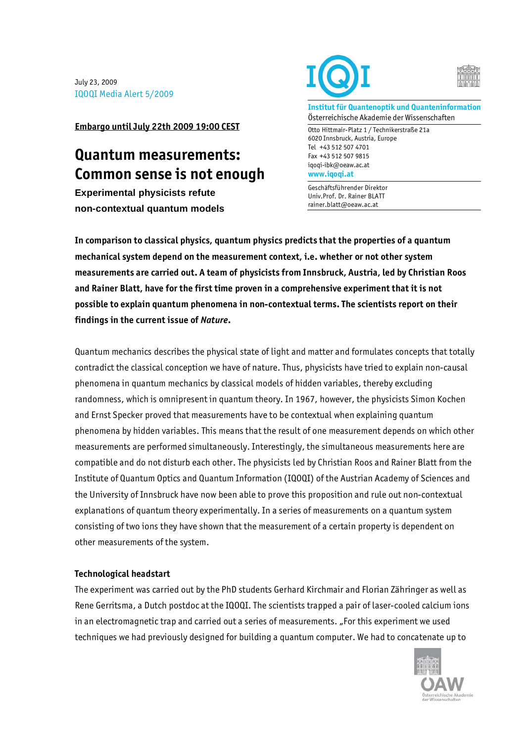July 23, 2009
IQOQI Media Alert 5/2009

**Institut für Quantenoptik und Quanteninformation**
Österreichische Akademie der Wissenschaften

Otto Hittmair-Platz 1 / Technikerstraße 21a
6020 Innsbruck, Austria, Europe
Tel +43 512 507 4701
Fax +43 512 507 9815
iqoqi-ibk@oeaw.ac.at
**www.iqoqi.at**

Geschäftsführender Direktor
Univ.Prof. Dr. Rainer BLATT
rainer.blatt@oeaw.ac.at

**Embargo until July 22th 2009 19:00 CEST**

# Quantum measurements: Common sense is not enough

**Experimental physicists refute non-contextual quantum models**

**In comparison to classical physics, quantum physics predicts that the properties of a quantum mechanical system depend on the measurement context, i.e. whether or not other system measurements are carried out. A team of physicists from Innsbruck, Austria, led by Christian Roos and Rainer Blatt, have for the first time proven in a comprehensive experiment that it is not possible to explain quantum phenomena in non-contextual terms. The scientists report on their findings in the current issue of *Nature*.**

Quantum mechanics describes the physical state of light and matter and formulates concepts that totally contradict the classical conception we have of nature. Thus, physicists have tried to explain non-causal phenomena in quantum mechanics by classical models of hidden variables, thereby excluding randomness, which is omnipresent in quantum theory. In 1967, however, the physicists Simon Kochen and Ernst Specker proved that measurements have to be contextual when explaining quantum phenomena by hidden variables. This means that the result of one measurement depends on which other measurements are performed simultaneously. Interestingly, the simultaneous measurements here are compatible and do not disturb each other. The physicists led by Christian Roos and Rainer Blatt from the Institute of Quantum Optics and Quantum Information (IQOQI) of the Austrian Academy of Sciences and the University of Innsbruck have now been able to prove this proposition and rule out non-contextual explanations of quantum theory experimentally. In a series of measurements on a quantum system consisting of two ions they have shown that the measurement of a certain property is dependent on other measurements of the system.

### Technological headstart

The experiment was carried out by the PhD students Gerhard Kirchmair and Florian Zähringer as well as Rene Gerritsma, a Dutch postdoc at the IQOQI. The scientists trapped a pair of laser-cooled calcium ions in an electromagnetic trap and carried out a series of measurements. „For this experiment we used techniques we had previously designed for building a quantum computer. We had to concatenate up to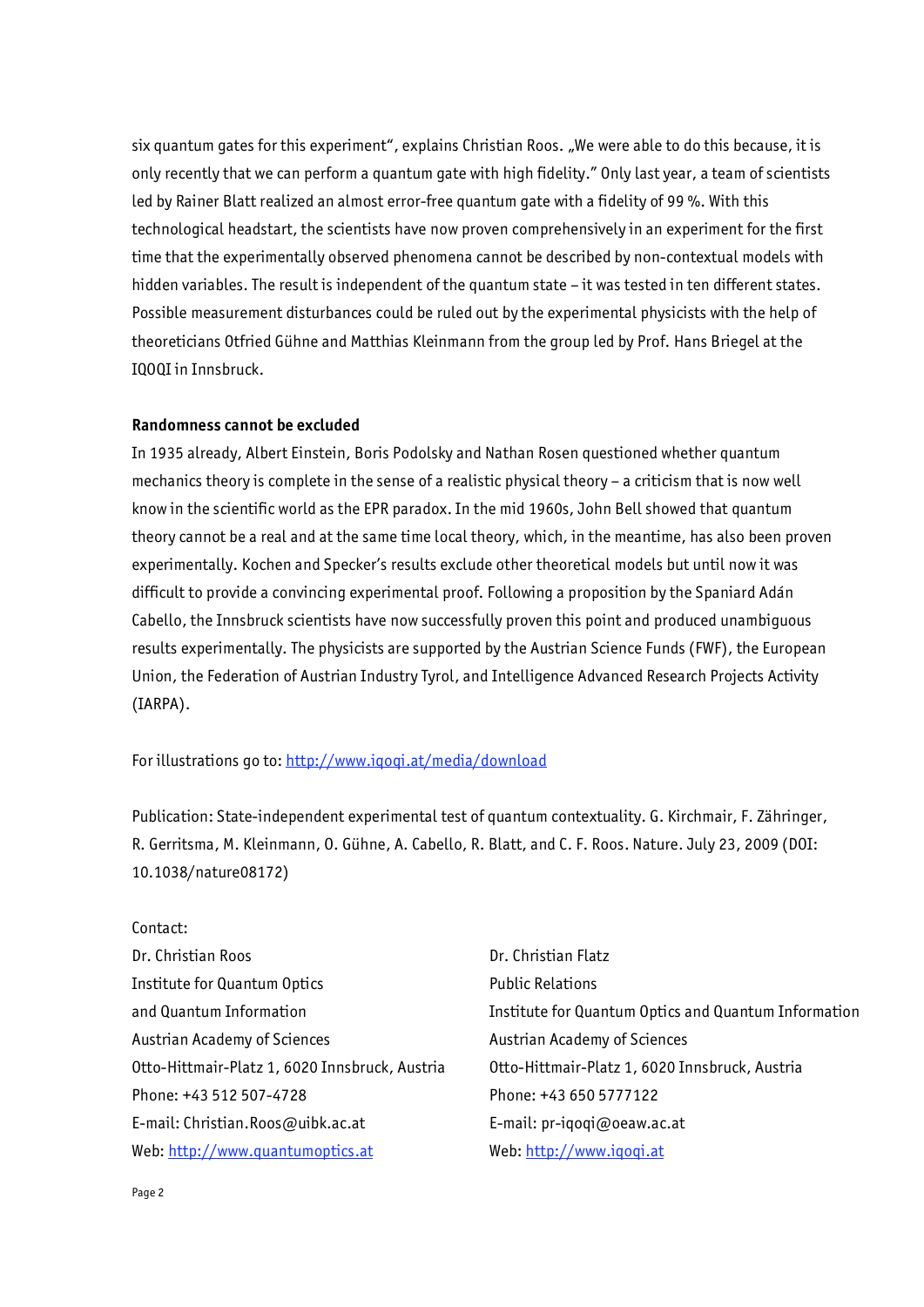six quantum gates for this experiment", explains Christian Roos. „We were able to do this because, it is only recently that we can perform a quantum gate with high fidelity." Only last year, a team of scientists led by Rainer Blatt realized an almost error-free quantum gate with a fidelity of 99 %. With this technological headstart, the scientists have now proven comprehensively in an experiment for the first time that the experimentally observed phenomena cannot be described by non-contextual models with hidden variables. The result is independent of the quantum state – it was tested in ten different states. Possible measurement disturbances could be ruled out by the experimental physicists with the help of theoreticians Otfried Gühne and Matthias Kleinmann from the group led by Prof. Hans Briegel at the IQOQI in Innsbruck.

**Randomness cannot be excluded**

In 1935 already, Albert Einstein, Boris Podolsky and Nathan Rosen questioned whether quantum mechanics theory is complete in the sense of a realistic physical theory – a criticism that is now well know in the scientific world as the EPR paradox. In the mid 1960s, John Bell showed that quantum theory cannot be a real and at the same time local theory, which, in the meantime, has also been proven experimentally. Kochen and Specker's results exclude other theoretical models but until now it was difficult to provide a convincing experimental proof. Following a proposition by the Spaniard Adán Cabello, the Innsbruck scientists have now successfully proven this point and produced unambiguous results experimentally. The physicists are supported by the Austrian Science Funds (FWF), the European Union, the Federation of Austrian Industry Tyrol, and Intelligence Advanced Research Projects Activity (IARPA).

For illustrations go to: http://www.iqoqi.at/media/download

Publication: State-independent experimental test of quantum contextuality. G. Kirchmair, F. Zähringer, R. Gerritsma, M. Kleinmann, O. Gühne, A. Cabello, R. Blatt, and C. F. Roos. Nature. July 23, 2009 (DOI: 10.1038/nature08172)

Contact:

Dr. Christian Roos
Institute for Quantum Optics
and Quantum Information
Austrian Academy of Sciences
Otto-Hittmair-Platz 1, 6020 Innsbruck, Austria
Phone: +43 512 507-4728
E-mail: Christian.Roos@uibk.ac.at
Web: http://www.quantumoptics.at

Dr. Christian Flatz
Public Relations
Institute for Quantum Optics and Quantum Information
Austrian Academy of Sciences
Otto-Hittmair-Platz 1, 6020 Innsbruck, Austria
Phone: +43 650 5777122
E-mail: pr-iqoqi@oeaw.ac.at
Web: http://www.iqoqi.at